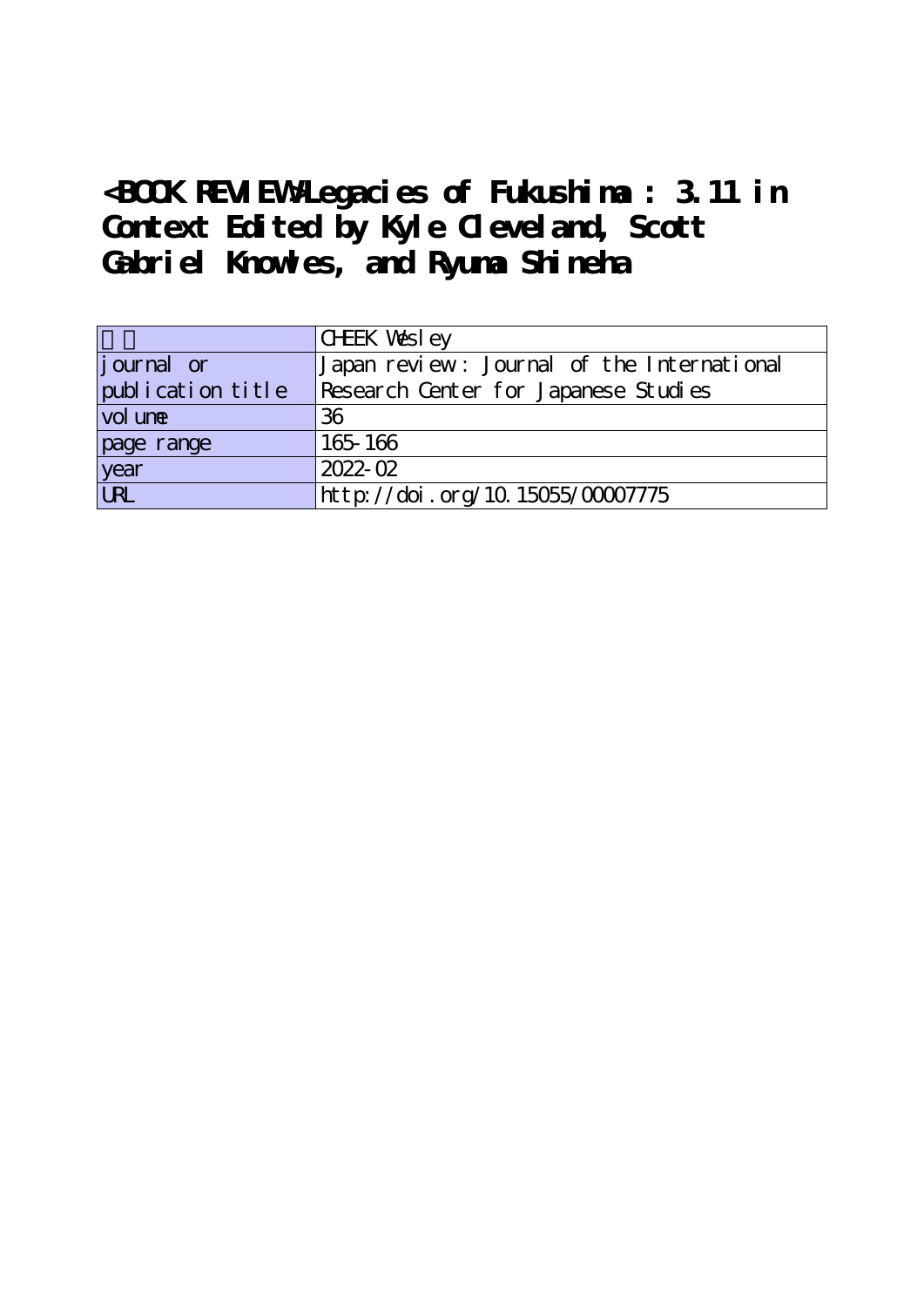# <BOOK REVIEW>Legacies of Fukushima : 3.11 in Context Edited by Kyle Cleveland, Scott Gabriel Knowles, and Ryuma Shineha

| | |
|---|---|
| 著者 | CHEEK Wesley |
| journal or publication title | Japan review : Journal of the International Research Center for Japanese Studies |
| volume | 36 |
| page range | 165-166 |
| year | 2022-02 |
| URL | http://doi.org/10.15055/00007775 |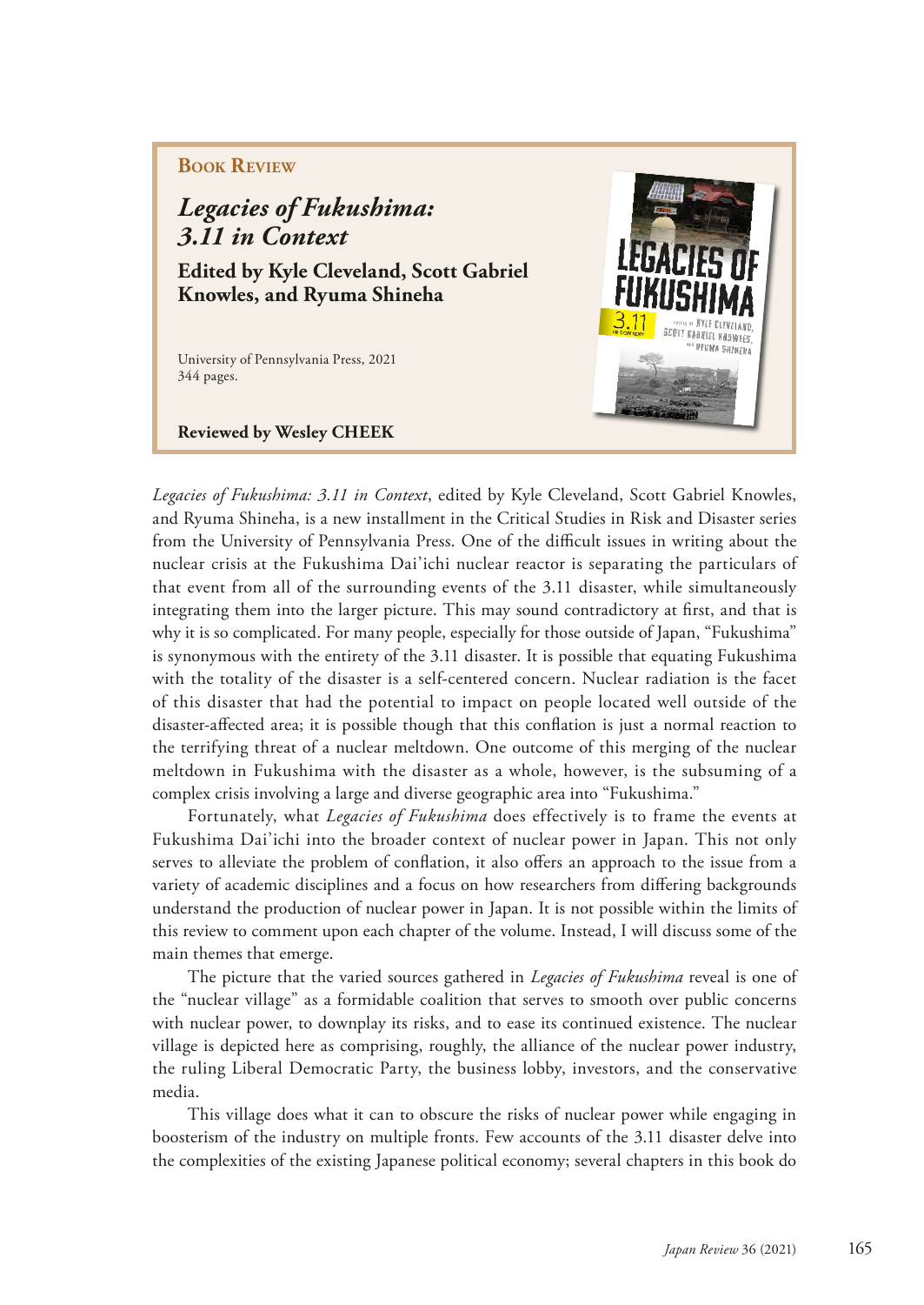**Book Review**

# *Legacies of Fukushima: 3.11 in Context*

**Edited by Kyle Cleveland, Scott Gabriel Knowles, and Ryuma Shineha**

University of Pennsylvania Press, 2021
344 pages.

**Reviewed by Wesley CHEEK**

*Legacies of Fukushima: 3.11 in Context*, edited by Kyle Cleveland, Scott Gabriel Knowles, and Ryuma Shineha, is a new installment in the Critical Studies in Risk and Disaster series from the University of Pennsylvania Press. One of the difficult issues in writing about the nuclear crisis at the Fukushima Dai'ichi nuclear reactor is separating the particulars of that event from all of the surrounding events of the 3.11 disaster, while simultaneously integrating them into the larger picture. This may sound contradictory at first, and that is why it is so complicated. For many people, especially for those outside of Japan, "Fukushima" is synonymous with the entirety of the 3.11 disaster. It is possible that equating Fukushima with the totality of the disaster is a self-centered concern. Nuclear radiation is the facet of this disaster that had the potential to impact on people located well outside of the disaster-affected area; it is possible though that this conflation is just a normal reaction to the terrifying threat of a nuclear meltdown. One outcome of this merging of the nuclear meltdown in Fukushima with the disaster as a whole, however, is the subsuming of a complex crisis involving a large and diverse geographic area into "Fukushima."

Fortunately, what *Legacies of Fukushima* does effectively is to frame the events at Fukushima Dai'ichi into the broader context of nuclear power in Japan. This not only serves to alleviate the problem of conflation, it also offers an approach to the issue from a variety of academic disciplines and a focus on how researchers from differing backgrounds understand the production of nuclear power in Japan. It is not possible within the limits of this review to comment upon each chapter of the volume. Instead, I will discuss some of the main themes that emerge.

The picture that the varied sources gathered in *Legacies of Fukushima* reveal is one of the "nuclear village" as a formidable coalition that serves to smooth over public concerns with nuclear power, to downplay its risks, and to ease its continued existence. The nuclear village is depicted here as comprising, roughly, the alliance of the nuclear power industry, the ruling Liberal Democratic Party, the business lobby, investors, and the conservative media.

This village does what it can to obscure the risks of nuclear power while engaging in boosterism of the industry on multiple fronts. Few accounts of the 3.11 disaster delve into the complexities of the existing Japanese political economy; several chapters in this book do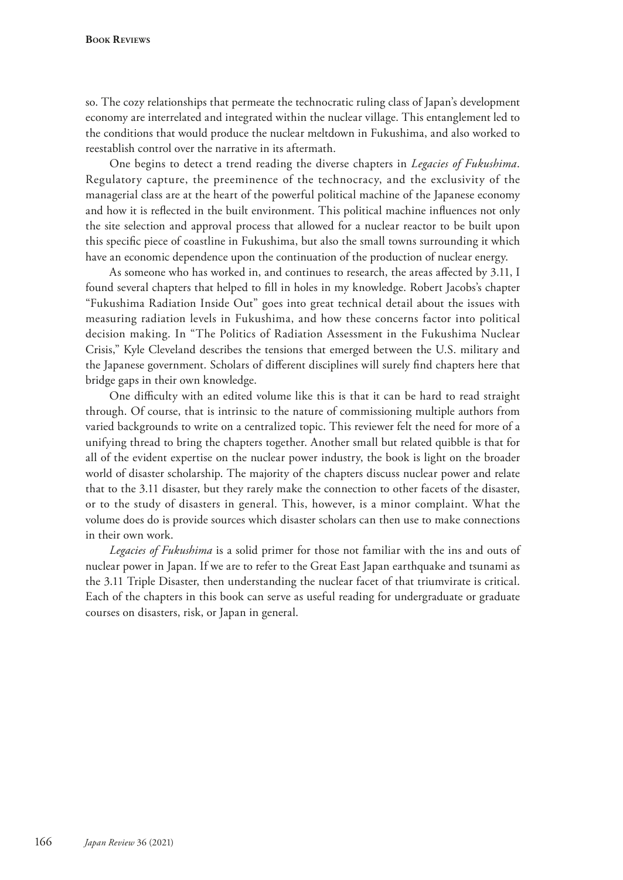so. The cozy relationships that permeate the technocratic ruling class of Japan's development economy are interrelated and integrated within the nuclear village. This entanglement led to the conditions that would produce the nuclear meltdown in Fukushima, and also worked to reestablish control over the narrative in its aftermath.

One begins to detect a trend reading the diverse chapters in *Legacies of Fukushima*. Regulatory capture, the preeminence of the technocracy, and the exclusivity of the managerial class are at the heart of the powerful political machine of the Japanese economy and how it is reflected in the built environment. This political machine influences not only the site selection and approval process that allowed for a nuclear reactor to be built upon this specific piece of coastline in Fukushima, but also the small towns surrounding it which have an economic dependence upon the continuation of the production of nuclear energy.

As someone who has worked in, and continues to research, the areas affected by 3.11, I found several chapters that helped to fill in holes in my knowledge. Robert Jacobs's chapter "Fukushima Radiation Inside Out" goes into great technical detail about the issues with measuring radiation levels in Fukushima, and how these concerns factor into political decision making. In "The Politics of Radiation Assessment in the Fukushima Nuclear Crisis," Kyle Cleveland describes the tensions that emerged between the U.S. military and the Japanese government. Scholars of different disciplines will surely find chapters here that bridge gaps in their own knowledge.

One difficulty with an edited volume like this is that it can be hard to read straight through. Of course, that is intrinsic to the nature of commissioning multiple authors from varied backgrounds to write on a centralized topic. This reviewer felt the need for more of a unifying thread to bring the chapters together. Another small but related quibble is that for all of the evident expertise on the nuclear power industry, the book is light on the broader world of disaster scholarship. The majority of the chapters discuss nuclear power and relate that to the 3.11 disaster, but they rarely make the connection to other facets of the disaster, or to the study of disasters in general. This, however, is a minor complaint. What the volume does do is provide sources which disaster scholars can then use to make connections in their own work.

*Legacies of Fukushima* is a solid primer for those not familiar with the ins and outs of nuclear power in Japan. If we are to refer to the Great East Japan earthquake and tsunami as the 3.11 Triple Disaster, then understanding the nuclear facet of that triumvirate is critical. Each of the chapters in this book can serve as useful reading for undergraduate or graduate courses on disasters, risk, or Japan in general.